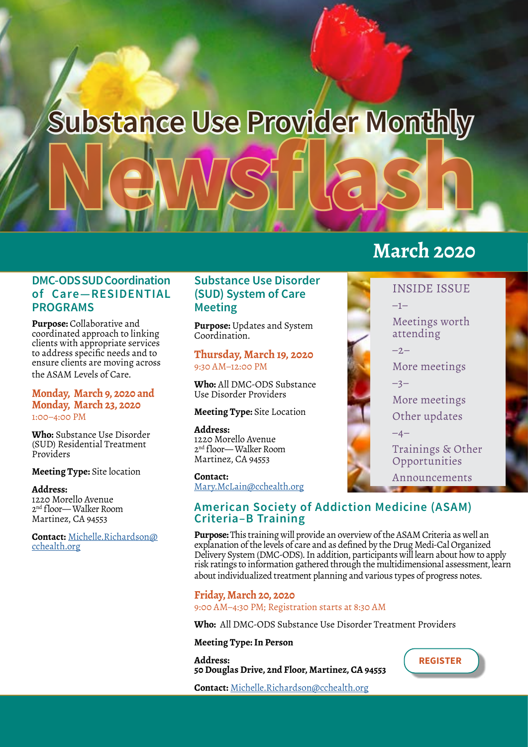# Substance Use Provider Monthly Newsflash

## March 2020

## DMC-ODS SUD Coordination of Care—RESIDENTIAL PROGRAMS

**Purpose:** Collaborative and coordinated approach to linking clients with appropriate services to address specific needs and to ensure clients are moving across the ASAM Levels of Care.

**Monday, March 9, 2020 and Monday, March 23, 2020**
1:00–4:00 PM

**Who:** Substance Use Disorder (SUD) Residential Treatment Providers

**Meeting Type:** Site location

**Address:**
1220 Morello Avenue
2nd floor— Walker Room
Martinez, CA 94553

**Contact:** Michelle.Richardson@cchealth.org

## Substance Use Disorder (SUD) System of Care Meeting

**Purpose:** Updates and System Coordination.

**Thursday, March 19, 2020**
9:30 AM–12:00 PM

**Who:** All DMC-ODS Substance Use Disorder Providers

**Meeting Type:** Site Location

**Address:**
1220 Morello Avenue
2nd floor— Walker Room
Martinez, CA 94553

**Contact:**
Mary.McLain@cchealth.org

## INSIDE ISSUE

–1–
Meetings worth attending

–2–
More meetings

–3–
More meetings
Other updates

–4–
Trainings & Other Opportunities
Announcements

## American Society of Addiction Medicine (ASAM) Criteria–B Training

**Purpose:** This training will provide an overview of the ASAM Criteria as well an explanation of the levels of care and as defined by the Drug Medi-Cal Organized Delivery System (DMC-ODS). In addition, participants will learn about how to apply risk ratings to information gathered through the multidimensional assessment, learn about individualized treatment planning and various types of progress notes.

**Friday, March 20, 2020**
9:00 AM–4:30 PM; Registration starts at 8:30 AM

**Who:** All DMC-ODS Substance Use Disorder Treatment Providers

**Meeting Type: In Person**

**Address:**
**50 Douglas Drive, 2nd Floor, Martinez, CA 94553**

REGISTER

**Contact:** Michelle.Richardson@cchealth.org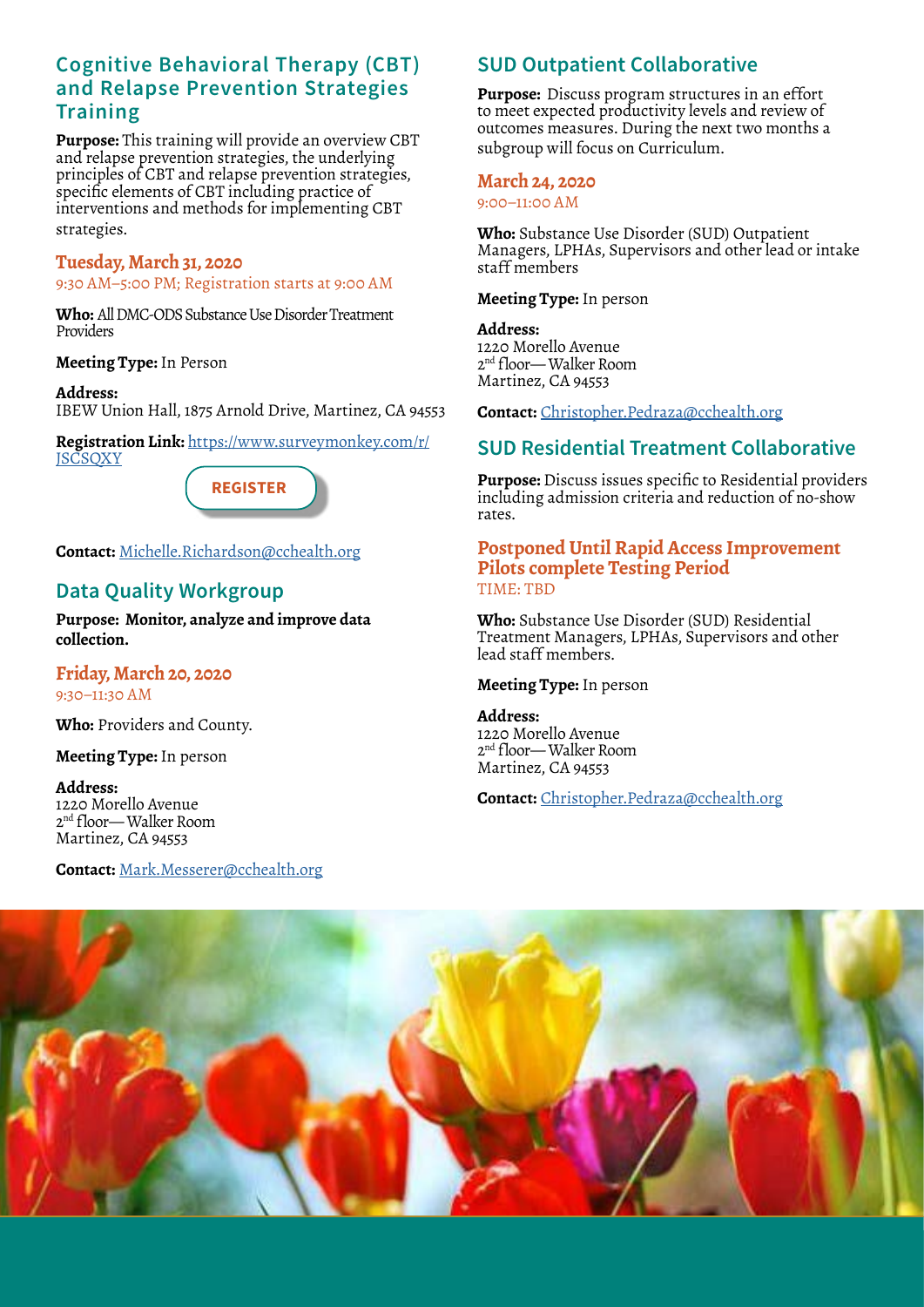## Cognitive Behavioral Therapy (CBT) and Relapse Prevention Strategies Training

**Purpose:** This training will provide an overview CBT and relapse prevention strategies, the underlying principles of CBT and relapse prevention strategies, specific elements of CBT including practice of interventions and methods for implementing CBT strategies.

**Tuesday, March 31, 2020**
9:30 AM–5:00 PM; Registration starts at 9:00 AM

**Who:** All DMC-ODS Substance Use Disorder Treatment Providers

**Meeting Type:** In Person

**Address:**
IBEW Union Hall, 1875 Arnold Drive, Martinez, CA 94553

**Registration Link:** https://www.surveymonkey.com/r/JSCSQXY

REGISTER

**Contact:** Michelle.Richardson@cchealth.org

## Data Quality Workgroup

**Purpose: Monitor, analyze and improve data collection.**

**Friday, March 20, 2020**
9:30–11:30 AM

**Who:** Providers and County.

**Meeting Type:** In person

**Address:**
1220 Morello Avenue
2nd floor— Walker Room
Martinez, CA 94553

**Contact:** Mark.Messerer@cchealth.org

## SUD Outpatient Collaborative

**Purpose:** Discuss program structures in an effort to meet expected productivity levels and review of outcomes measures. During the next two months a subgroup will focus on Curriculum.

**March 24, 2020**
9:00–11:00 AM

**Who:** Substance Use Disorder (SUD) Outpatient Managers, LPHAs, Supervisors and other lead or intake staff members

**Meeting Type:** In person

**Address:**
1220 Morello Avenue
2nd floor— Walker Room
Martinez, CA 94553

**Contact:** Christopher.Pedraza@cchealth.org

## SUD Residential Treatment Collaborative

**Purpose:** Discuss issues specific to Residential providers including admission criteria and reduction of no-show rates.

**Postponed Until Rapid Access Improvement Pilots complete Testing Period**
TIME: TBD

**Who:** Substance Use Disorder (SUD) Residential Treatment Managers, LPHAs, Supervisors and other lead staff members.

**Meeting Type:** In person

**Address:**
1220 Morello Avenue
2nd floor— Walker Room
Martinez, CA 94553

**Contact:** Christopher.Pedraza@cchealth.org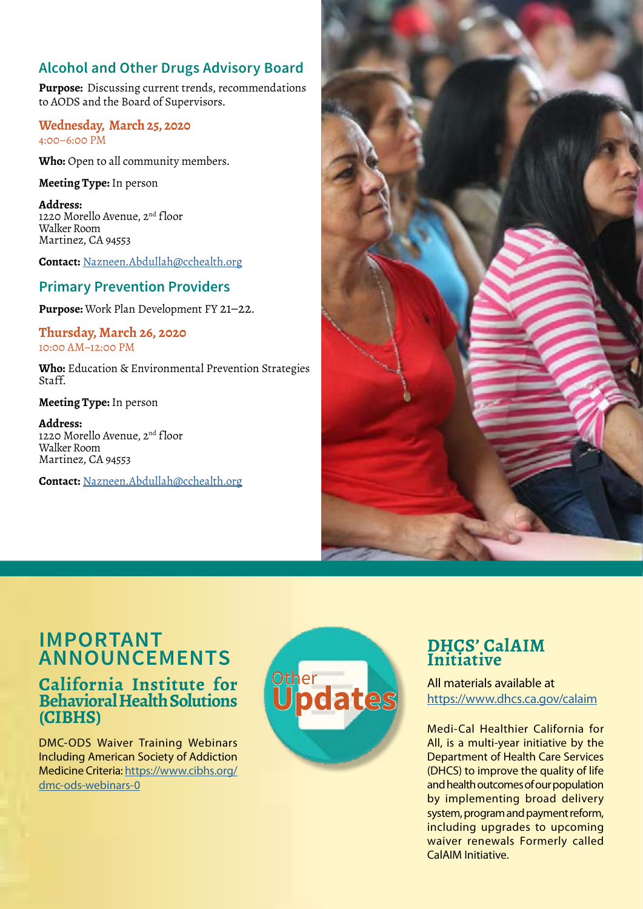## Alcohol and Other Drugs Advisory Board

**Purpose:** Discussing current trends, recommendations to AODS and the Board of Supervisors.

**Wednesday, March 25, 2020**
4:00–6:00 PM

**Who:** Open to all community members.

**Meeting Type:** In person

**Address:**
1220 Morello Avenue, 2nd floor
Walker Room
Martinez, CA 94553

**Contact:** Nazneen.Abdullah@cchealth.org

## Primary Prevention Providers

**Purpose:** Work Plan Development FY 21–22.

**Thursday, March 26, 2020**
10:00 AM–12:00 PM

**Who:** Education & Environmental Prevention Strategies Staff.

**Meeting Type:** In person

**Address:**
1220 Morello Avenue, 2nd floor
Walker Room
Martinez, CA 94553

**Contact:** Nazneen.Abdullah@cchealth.org

# IMPORTANT ANNOUNCEMENTS

## California Institute for Behavioral Health Solutions (CIBHS)

DMC-ODS Waiver Training Webinars Including American Society of Addiction Medicine Criteria: https://www.cibhs.org/dmc-ods-webinars-0

Other Updates

## DHCS' CalAIM Initiative

All materials available at https://www.dhcs.ca.gov/calaim

Medi-Cal Healthier California for All, is a multi-year initiative by the Department of Health Care Services (DHCS) to improve the quality of life and health outcomes of our population by implementing broad delivery system, program and payment reform, including upgrades to upcoming waiver renewals Formerly called CalAIM Initiative.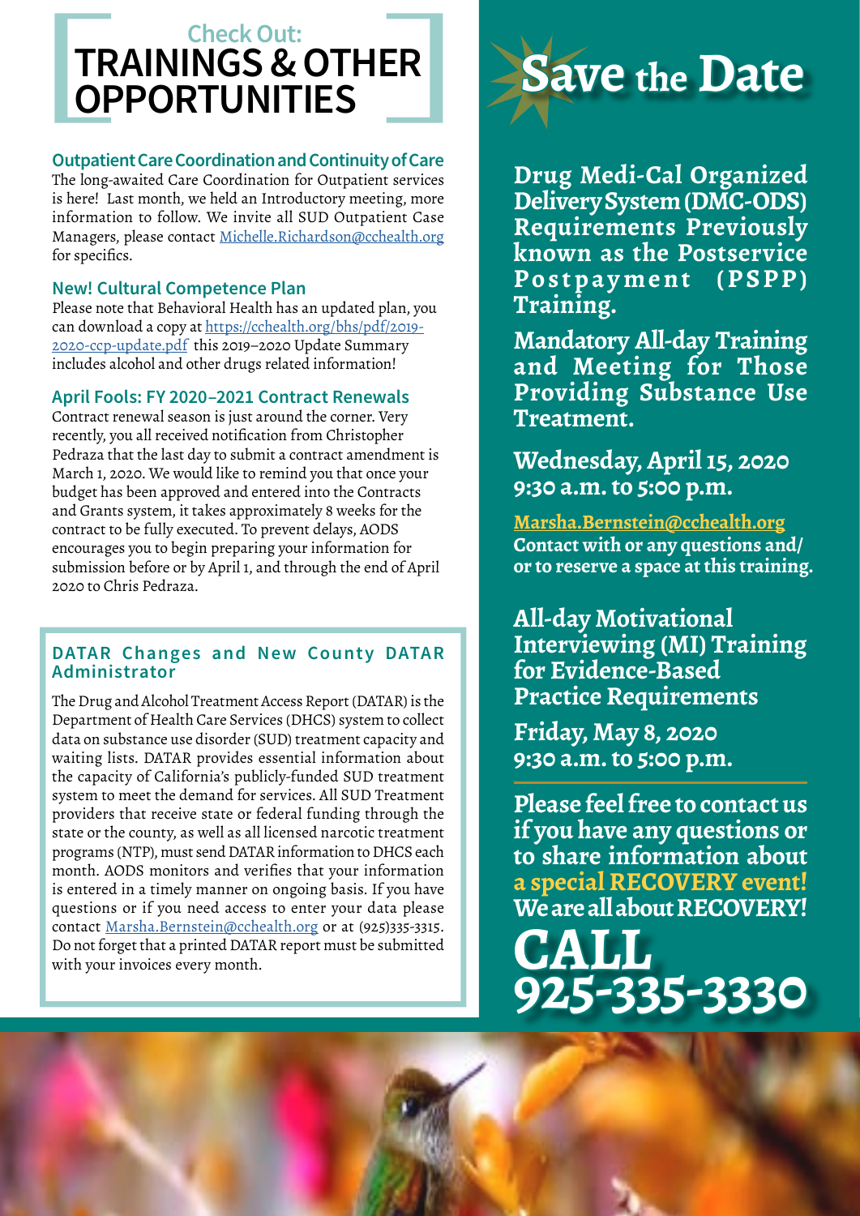Check Out:

# TRAININGS & OTHER OPPORTUNITIES

### Outpatient Care Coordination and Continuity of Care

The long-awaited Care Coordination for Outpatient services is here! Last month, we held an Introductory meeting, more information to follow. We invite all SUD Outpatient Case Managers, please contact Michelle.Richardson@cchealth.org for specifics.

### New! Cultural Competence Plan

Please note that Behavioral Health has an updated plan, you can download a copy at https://cchealth.org/bhs/pdf/2019-2020-ccp-update.pdf this 2019–2020 Update Summary includes alcohol and other drugs related information!

### April Fools: FY 2020–2021 Contract Renewals

Contract renewal season is just around the corner. Very recently, you all received notification from Christopher Pedraza that the last day to submit a contract amendment is March 1, 2020. We would like to remind you that once your budget has been approved and entered into the Contracts and Grants system, it takes approximately 8 weeks for the contract to be fully executed. To prevent delays, AODS encourages you to begin preparing your information for submission before or by April 1, and through the end of April 2020 to Chris Pedraza.

### DATAR Changes and New County DATAR Administrator

The Drug and Alcohol Treatment Access Report (DATAR) is the Department of Health Care Services (DHCS) system to collect data on substance use disorder (SUD) treatment capacity and waiting lists. DATAR provides essential information about the capacity of California's publicly-funded SUD treatment system to meet the demand for services. All SUD Treatment providers that receive state or federal funding through the state or the county, as well as all licensed narcotic treatment programs (NTP), must send DATAR information to DHCS each month. AODS monitors and verifies that your information is entered in a timely manner on ongoing basis. If you have questions or if you need access to enter your data please contact Marsha.Bernstein@cchealth.org or at (925)335-3315. Do not forget that a printed DATAR report must be submitted with your invoices every month.

# Save the Date

**Drug Medi-Cal Organized Delivery System (DMC-ODS) Requirements Previously known as the Postservice Postpayment (PSPP) Training.**

**Mandatory All-day Training and Meeting for Those Providing Substance Use Treatment.**

**Wednesday, April 15, 2020**
**9:30 a.m. to 5:00 p.m.**

Marsha.Bernstein@cchealth.org
Contact with or any questions and/or to reserve a space at this training.

**All-day Motivational Interviewing (MI) Training for Evidence-Based Practice Requirements**

**Friday, May 8, 2020**
**9:30 a.m. to 5:00 p.m.**

**Please feel free to contact us if you have any questions or to share information about a special RECOVERY event! We are all about RECOVERY!**

**CALL 925-335-3330**